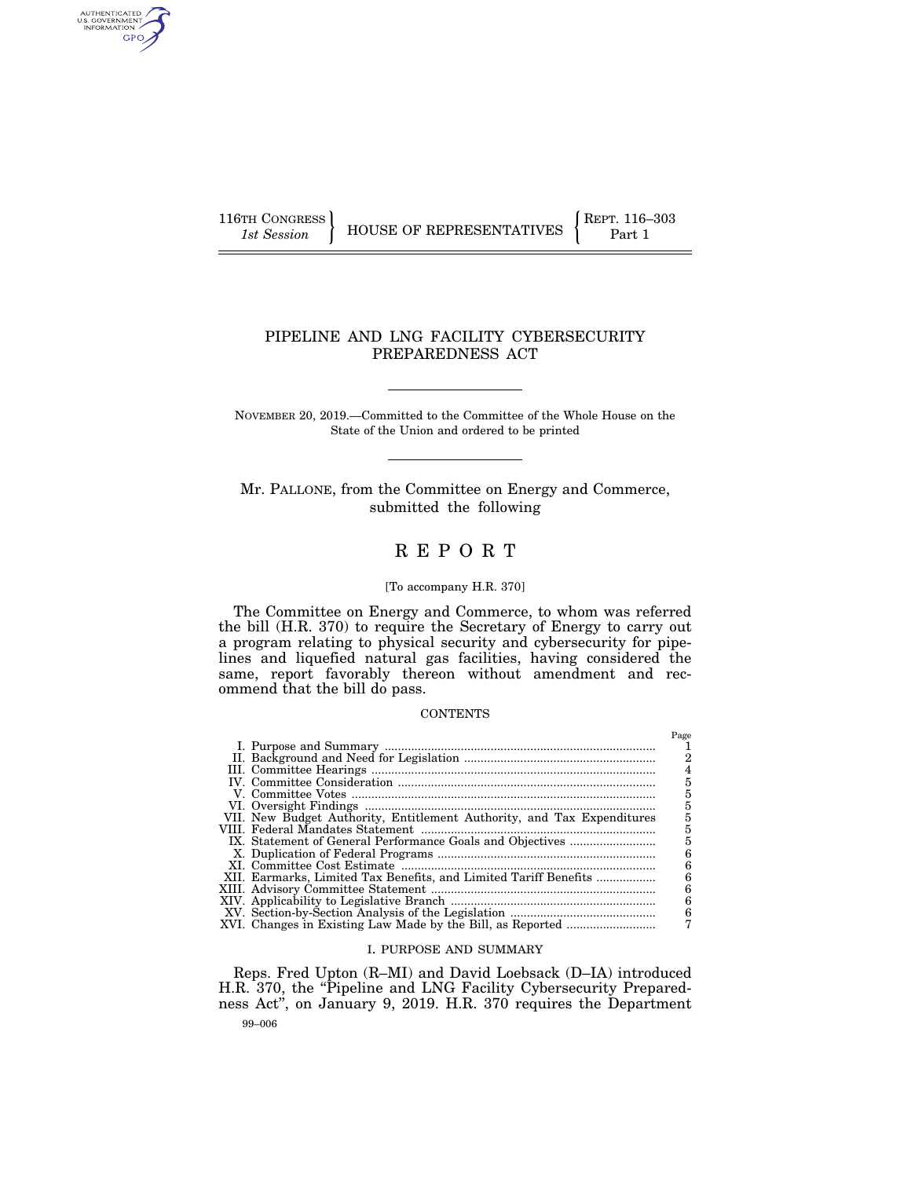116TH CONGRESS
*1st Session*

HOUSE OF REPRESENTATIVES

REPT. 116–303
Part 1

# PIPELINE AND LNG FACILITY CYBERSECURITY PREPAREDNESS ACT

NOVEMBER 20, 2019.—Committed to the Committee of the Whole House on the State of the Union and ordered to be printed

Mr. PALLONE, from the Committee on Energy and Commerce, submitted the following

# REPORT

[To accompany H.R. 370]

The Committee on Energy and Commerce, to whom was referred the bill (H.R. 370) to require the Secretary of Energy to carry out a program relating to physical security and cybersecurity for pipelines and liquefied natural gas facilities, having considered the same, report favorably thereon without amendment and recommend that the bill do pass.

CONTENTS

| | Page |
|---|---|
| I. Purpose and Summary | 1 |
| II. Background and Need for Legislation | 2 |
| III. Committee Hearings | 4 |
| IV. Committee Consideration | 5 |
| V. Committee Votes | 5 |
| VI. Oversight Findings | 5 |
| VII. New Budget Authority, Entitlement Authority, and Tax Expenditures | 5 |
| VIII. Federal Mandates Statement | 5 |
| IX. Statement of General Performance Goals and Objectives | 5 |
| X. Duplication of Federal Programs | 6 |
| XI. Committee Cost Estimate | 6 |
| XII. Earmarks, Limited Tax Benefits, and Limited Tariff Benefits | 6 |
| XIII. Advisory Committee Statement | 6 |
| XIV. Applicability to Legislative Branch | 6 |
| XV. Section-by-Section Analysis of the Legislation | 6 |
| XVI. Changes in Existing Law Made by the Bill, as Reported | 7 |

## I. PURPOSE AND SUMMARY

Reps. Fred Upton (R–MI) and David Loebsack (D–IA) introduced H.R. 370, the "Pipeline and LNG Facility Cybersecurity Preparedness Act", on January 9, 2019. H.R. 370 requires the Department

99–006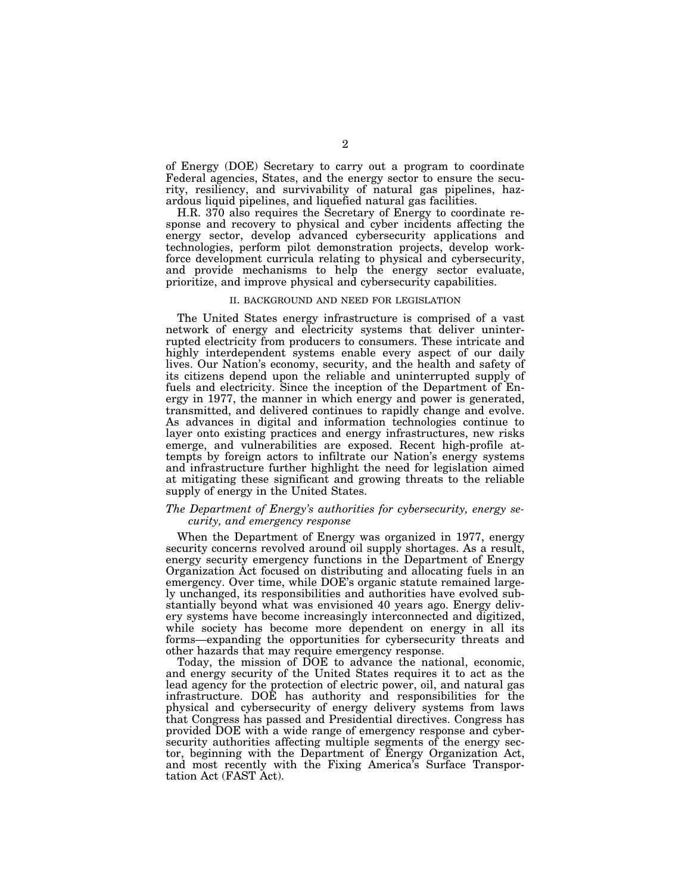of Energy (DOE) Secretary to carry out a program to coordinate Federal agencies, States, and the energy sector to ensure the security, resiliency, and survivability of natural gas pipelines, hazardous liquid pipelines, and liquefied natural gas facilities.

H.R. 370 also requires the Secretary of Energy to coordinate response and recovery to physical and cyber incidents affecting the energy sector, develop advanced cybersecurity applications and technologies, perform pilot demonstration projects, develop workforce development curricula relating to physical and cybersecurity, and provide mechanisms to help the energy sector evaluate, prioritize, and improve physical and cybersecurity capabilities.

## II. BACKGROUND AND NEED FOR LEGISLATION

The United States energy infrastructure is comprised of a vast network of energy and electricity systems that deliver uninterrupted electricity from producers to consumers. These intricate and highly interdependent systems enable every aspect of our daily lives. Our Nation's economy, security, and the health and safety of its citizens depend upon the reliable and uninterrupted supply of fuels and electricity. Since the inception of the Department of Energy in 1977, the manner in which energy and power is generated, transmitted, and delivered continues to rapidly change and evolve. As advances in digital and information technologies continue to layer onto existing practices and energy infrastructures, new risks emerge, and vulnerabilities are exposed. Recent high-profile attempts by foreign actors to infiltrate our Nation's energy systems and infrastructure further highlight the need for legislation aimed at mitigating these significant and growing threats to the reliable supply of energy in the United States.

### *The Department of Energy's authorities for cybersecurity, energy security, and emergency response*

When the Department of Energy was organized in 1977, energy security concerns revolved around oil supply shortages. As a result, energy security emergency functions in the Department of Energy Organization Act focused on distributing and allocating fuels in an emergency. Over time, while DOE's organic statute remained largely unchanged, its responsibilities and authorities have evolved substantially beyond what was envisioned 40 years ago. Energy delivery systems have become increasingly interconnected and digitized, while society has become more dependent on energy in all its forms—expanding the opportunities for cybersecurity threats and other hazards that may require emergency response.

Today, the mission of DOE to advance the national, economic, and energy security of the United States requires it to act as the lead agency for the protection of electric power, oil, and natural gas infrastructure. DOE has authority and responsibilities for the physical and cybersecurity of energy delivery systems from laws that Congress has passed and Presidential directives. Congress has provided DOE with a wide range of emergency response and cybersecurity authorities affecting multiple segments of the energy sector, beginning with the Department of Energy Organization Act, and most recently with the Fixing America's Surface Transportation Act (FAST Act).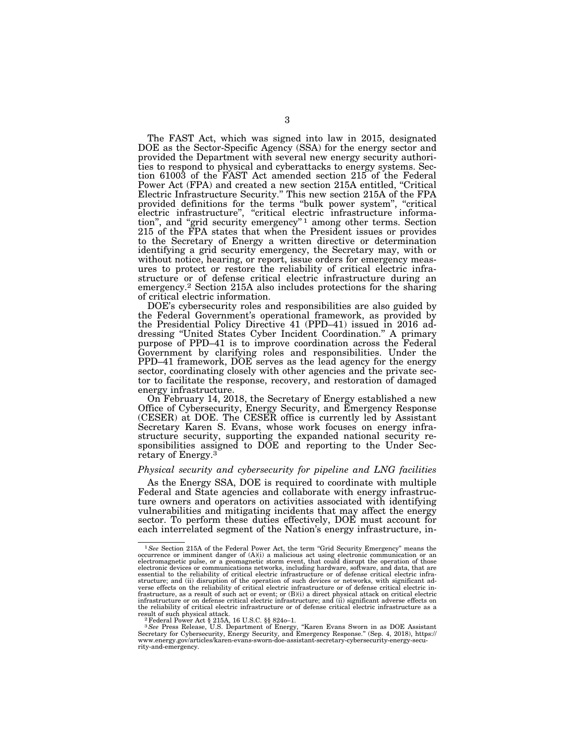The FAST Act, which was signed into law in 2015, designated DOE as the Sector-Specific Agency (SSA) for the energy sector and provided the Department with several new energy security authorities to respond to physical and cyberattacks to energy systems. Section 61003 of the FAST Act amended section 215 of the Federal Power Act (FPA) and created a new section 215A entitled, "Critical Electric Infrastructure Security." This new section 215A of the FPA provided definitions for the terms "bulk power system", "critical electric infrastructure", "critical electric infrastructure information", and "grid security emergency" [1] among other terms. Section 215 of the FPA states that when the President issues or provides to the Secretary of Energy a written directive or determination identifying a grid security emergency, the Secretary may, with or without notice, hearing, or report, issue orders for emergency measures to protect or restore the reliability of critical electric infrastructure or of defense critical electric infrastructure during an emergency.[2] Section 215A also includes protections for the sharing of critical electric information.

DOE's cybersecurity roles and responsibilities are also guided by the Federal Government's operational framework, as provided by the Presidential Policy Directive 41 (PPD–41) issued in 2016 addressing "United States Cyber Incident Coordination." A primary purpose of PPD–41 is to improve coordination across the Federal Government by clarifying roles and responsibilities. Under the PPD–41 framework, DOE serves as the lead agency for the energy sector, coordinating closely with other agencies and the private sector to facilitate the response, recovery, and restoration of damaged energy infrastructure.

On February 14, 2018, the Secretary of Energy established a new Office of Cybersecurity, Energy Security, and Emergency Response (CESER) at DOE. The CESER office is currently led by Assistant Secretary Karen S. Evans, whose work focuses on energy infrastructure security, supporting the expanded national security responsibilities assigned to DOE and reporting to the Under Secretary of Energy.[3]

*Physical security and cybersecurity for pipeline and LNG facilities*

As the Energy SSA, DOE is required to coordinate with multiple Federal and State agencies and collaborate with energy infrastructure owners and operators on activities associated with identifying vulnerabilities and mitigating incidents that may affect the energy sector. To perform these duties effectively, DOE must account for each interrelated segment of the Nation's energy infrastructure, in-

---

[1] *See* Section 215A of the Federal Power Act, the term "Grid Security Emergency" means the occurrence or imminent danger of (A)(i) a malicious act using electronic communication or an electromagnetic pulse, or a geomagnetic storm event, that could disrupt the operation of those electronic devices or communications networks, including hardware, software, and data, that are essential to the reliability of critical electric infrastructure or of defense critical electric infrastructure; and (ii) disruption of the operation of such devices or networks, with significant adverse effects on the reliability of critical electric infrastructure or of defense critical electric infrastructure, as a result of such act or event; or (B)(i) a direct physical attack on critical electric infrastructure or on defense critical electric infrastructure; and (ii) significant adverse effects on the reliability of critical electric infrastructure or of defense critical electric infrastructure as a result of such physical attack.

[2] Federal Power Act § 215A, 16 U.S.C. §§ 824o–1.

[3] *See* Press Release, U.S. Department of Energy, "Karen Evans Sworn in as DOE Assistant Secretary for Cybersecurity, Energy Security, and Emergency Response." (Sep. 4, 2018), https://www.energy.gov/articles/karen-evans-sworn-doe-assistant-secretary-cybersecurity-energy-security-and-emergency.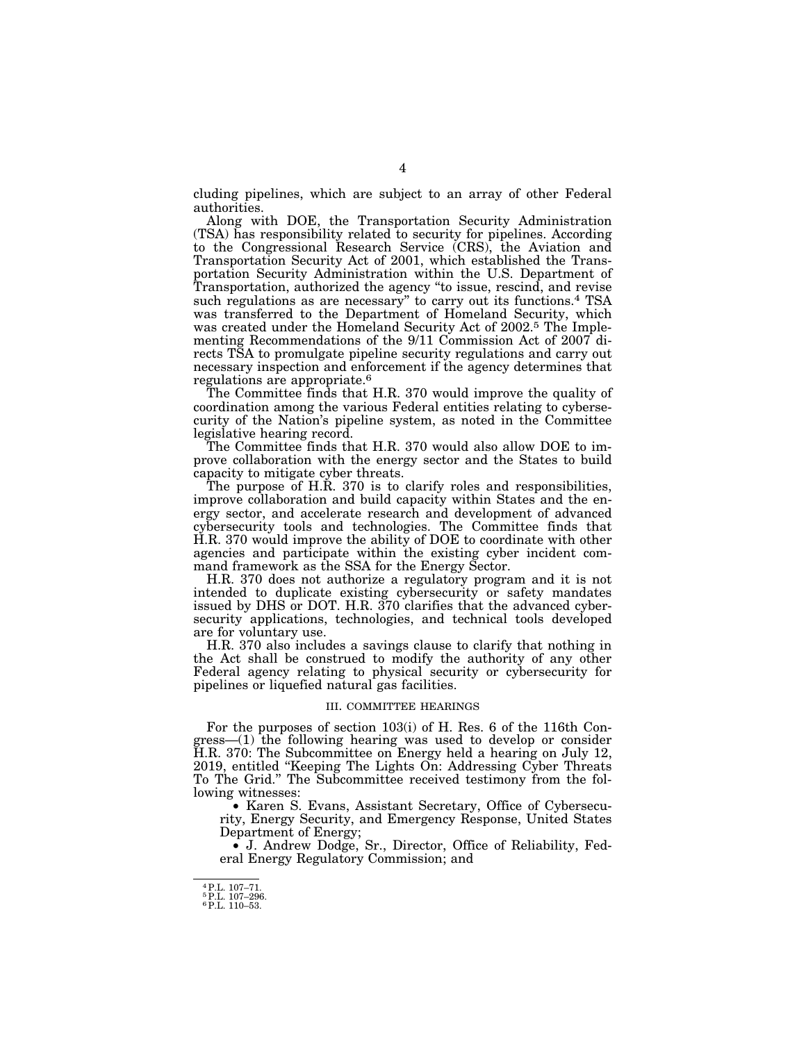cluding pipelines, which are subject to an array of other Federal authorities.

Along with DOE, the Transportation Security Administration (TSA) has responsibility related to security for pipelines. According to the Congressional Research Service (CRS), the Aviation and Transportation Security Act of 2001, which established the Transportation Security Administration within the U.S. Department of Transportation, authorized the agency "to issue, rescind, and revise such regulations as are necessary" to carry out its functions.[4] TSA was transferred to the Department of Homeland Security, which was created under the Homeland Security Act of 2002.[5] The Implementing Recommendations of the 9/11 Commission Act of 2007 directs TSA to promulgate pipeline security regulations and carry out necessary inspection and enforcement if the agency determines that regulations are appropriate.[6]

The Committee finds that H.R. 370 would improve the quality of coordination among the various Federal entities relating to cybersecurity of the Nation's pipeline system, as noted in the Committee legislative hearing record.

The Committee finds that H.R. 370 would also allow DOE to improve collaboration with the energy sector and the States to build capacity to mitigate cyber threats.

The purpose of H.R. 370 is to clarify roles and responsibilities, improve collaboration and build capacity within States and the energy sector, and accelerate research and development of advanced cybersecurity tools and technologies. The Committee finds that H.R. 370 would improve the ability of DOE to coordinate with other agencies and participate within the existing cyber incident command framework as the SSA for the Energy Sector.

H.R. 370 does not authorize a regulatory program and it is not intended to duplicate existing cybersecurity or safety mandates issued by DHS or DOT. H.R. 370 clarifies that the advanced cybersecurity applications, technologies, and technical tools developed are for voluntary use.

H.R. 370 also includes a savings clause to clarify that nothing in the Act shall be construed to modify the authority of any other Federal agency relating to physical security or cybersecurity for pipelines or liquefied natural gas facilities.

## III. COMMITTEE HEARINGS

For the purposes of section 103(i) of H. Res. 6 of the 116th Congress—(1) the following hearing was used to develop or consider H.R. 370: The Subcommittee on Energy held a hearing on July 12, 2019, entitled "Keeping The Lights On: Addressing Cyber Threats To The Grid." The Subcommittee received testimony from the following witnesses:

- Karen S. Evans, Assistant Secretary, Office of Cybersecurity, Energy Security, and Emergency Response, United States Department of Energy;
- J. Andrew Dodge, Sr., Director, Office of Reliability, Federal Energy Regulatory Commission; and

---

[4] P.L. 107–71.
[5] P.L. 107–296.
[6] P.L. 110–53.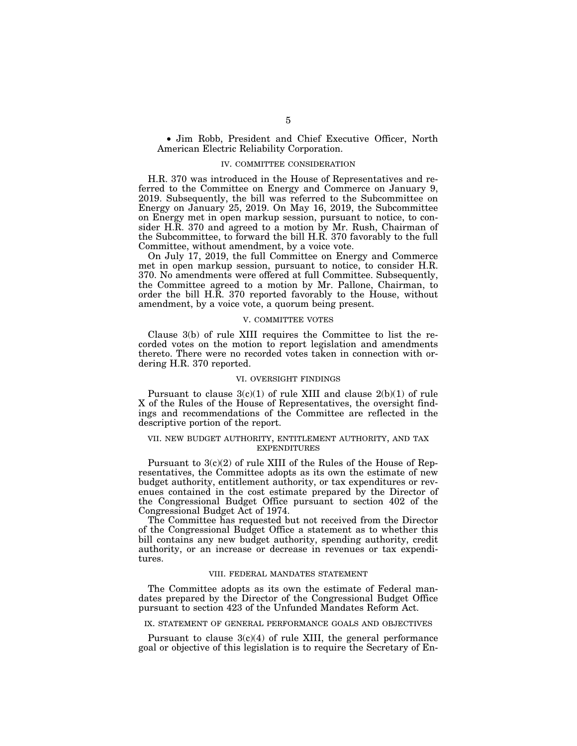- Jim Robb, President and Chief Executive Officer, North American Electric Reliability Corporation.

## IV. COMMITTEE CONSIDERATION

H.R. 370 was introduced in the House of Representatives and referred to the Committee on Energy and Commerce on January 9, 2019. Subsequently, the bill was referred to the Subcommittee on Energy on January 25, 2019. On May 16, 2019, the Subcommittee on Energy met in open markup session, pursuant to notice, to consider H.R. 370 and agreed to a motion by Mr. Rush, Chairman of the Subcommittee, to forward the bill H.R. 370 favorably to the full Committee, without amendment, by a voice vote.

On July 17, 2019, the full Committee on Energy and Commerce met in open markup session, pursuant to notice, to consider H.R. 370. No amendments were offered at full Committee. Subsequently, the Committee agreed to a motion by Mr. Pallone, Chairman, to order the bill H.R. 370 reported favorably to the House, without amendment, by a voice vote, a quorum being present.

## V. COMMITTEE VOTES

Clause 3(b) of rule XIII requires the Committee to list the recorded votes on the motion to report legislation and amendments thereto. There were no recorded votes taken in connection with ordering H.R. 370 reported.

## VI. OVERSIGHT FINDINGS

Pursuant to clause 3(c)(1) of rule XIII and clause 2(b)(1) of rule X of the Rules of the House of Representatives, the oversight findings and recommendations of the Committee are reflected in the descriptive portion of the report.

## VII. NEW BUDGET AUTHORITY, ENTITLEMENT AUTHORITY, AND TAX EXPENDITURES

Pursuant to 3(c)(2) of rule XIII of the Rules of the House of Representatives, the Committee adopts as its own the estimate of new budget authority, entitlement authority, or tax expenditures or revenues contained in the cost estimate prepared by the Director of the Congressional Budget Office pursuant to section 402 of the Congressional Budget Act of 1974.

The Committee has requested but not received from the Director of the Congressional Budget Office a statement as to whether this bill contains any new budget authority, spending authority, credit authority, or an increase or decrease in revenues or tax expenditures.

## VIII. FEDERAL MANDATES STATEMENT

The Committee adopts as its own the estimate of Federal mandates prepared by the Director of the Congressional Budget Office pursuant to section 423 of the Unfunded Mandates Reform Act.

## IX. STATEMENT OF GENERAL PERFORMANCE GOALS AND OBJECTIVES

Pursuant to clause 3(c)(4) of rule XIII, the general performance goal or objective of this legislation is to require the Secretary of En-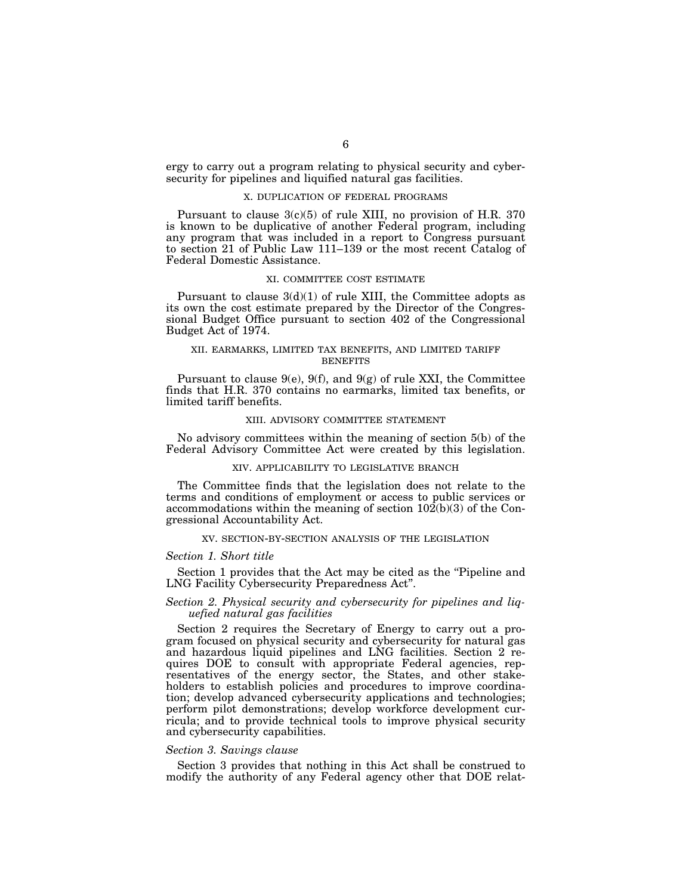ergy to carry out a program relating to physical security and cybersecurity for pipelines and liquified natural gas facilities.

## X. DUPLICATION OF FEDERAL PROGRAMS

Pursuant to clause 3(c)(5) of rule XIII, no provision of H.R. 370 is known to be duplicative of another Federal program, including any program that was included in a report to Congress pursuant to section 21 of Public Law 111–139 or the most recent Catalog of Federal Domestic Assistance.

## XI. COMMITTEE COST ESTIMATE

Pursuant to clause 3(d)(1) of rule XIII, the Committee adopts as its own the cost estimate prepared by the Director of the Congressional Budget Office pursuant to section 402 of the Congressional Budget Act of 1974.

## XII. EARMARKS, LIMITED TAX BENEFITS, AND LIMITED TARIFF BENEFITS

Pursuant to clause 9(e), 9(f), and 9(g) of rule XXI, the Committee finds that H.R. 370 contains no earmarks, limited tax benefits, or limited tariff benefits.

## XIII. ADVISORY COMMITTEE STATEMENT

No advisory committees within the meaning of section 5(b) of the Federal Advisory Committee Act were created by this legislation.

## XIV. APPLICABILITY TO LEGISLATIVE BRANCH

The Committee finds that the legislation does not relate to the terms and conditions of employment or access to public services or accommodations within the meaning of section 102(b)(3) of the Congressional Accountability Act.

## XV. SECTION-BY-SECTION ANALYSIS OF THE LEGISLATION

### *Section 1. Short title*

Section 1 provides that the Act may be cited as the "Pipeline and LNG Facility Cybersecurity Preparedness Act".

### *Section 2. Physical security and cybersecurity for pipelines and liquefied natural gas facilities*

Section 2 requires the Secretary of Energy to carry out a program focused on physical security and cybersecurity for natural gas and hazardous liquid pipelines and LNG facilities. Section 2 requires DOE to consult with appropriate Federal agencies, representatives of the energy sector, the States, and other stakeholders to establish policies and procedures to improve coordination; develop advanced cybersecurity applications and technologies; perform pilot demonstrations; develop workforce development curricula; and to provide technical tools to improve physical security and cybersecurity capabilities.

### *Section 3. Savings clause*

Section 3 provides that nothing in this Act shall be construed to modify the authority of any Federal agency other that DOE relat-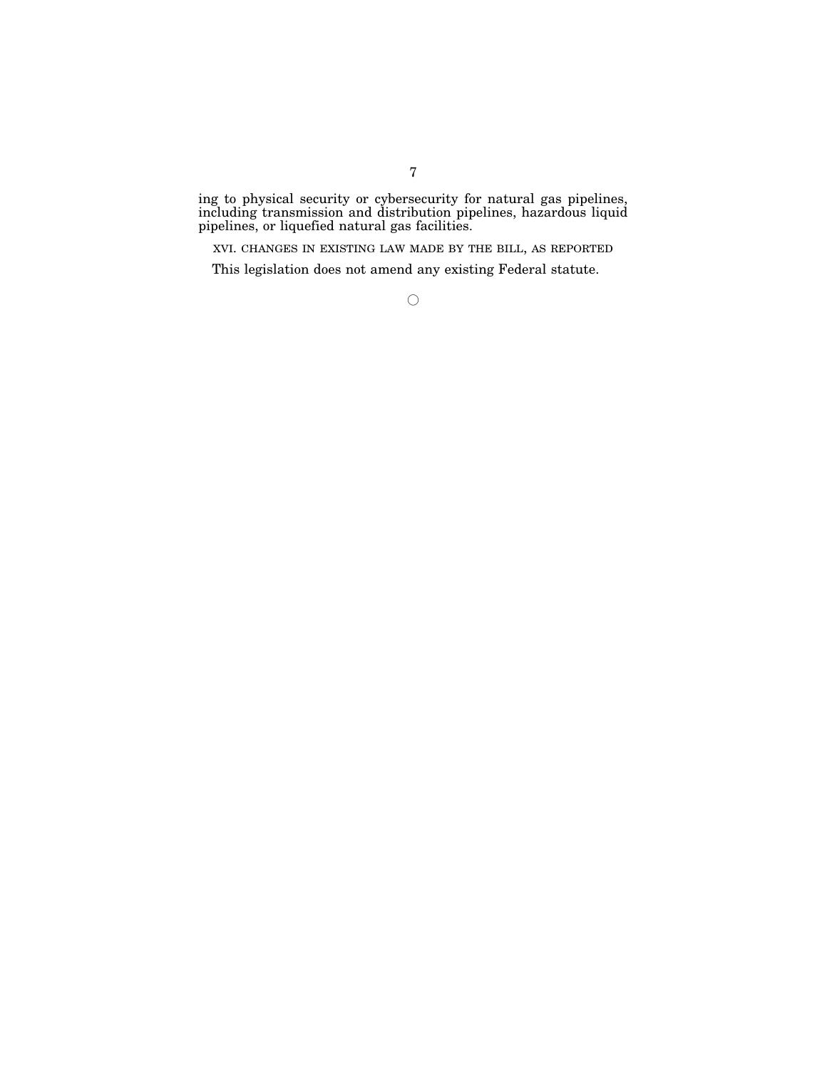ing to physical security or cybersecurity for natural gas pipelines, including transmission and distribution pipelines, hazardous liquid pipelines, or liquefied natural gas facilities.

## XVI. CHANGES IN EXISTING LAW MADE BY THE BILL, AS REPORTED

This legislation does not amend any existing Federal statute.

○